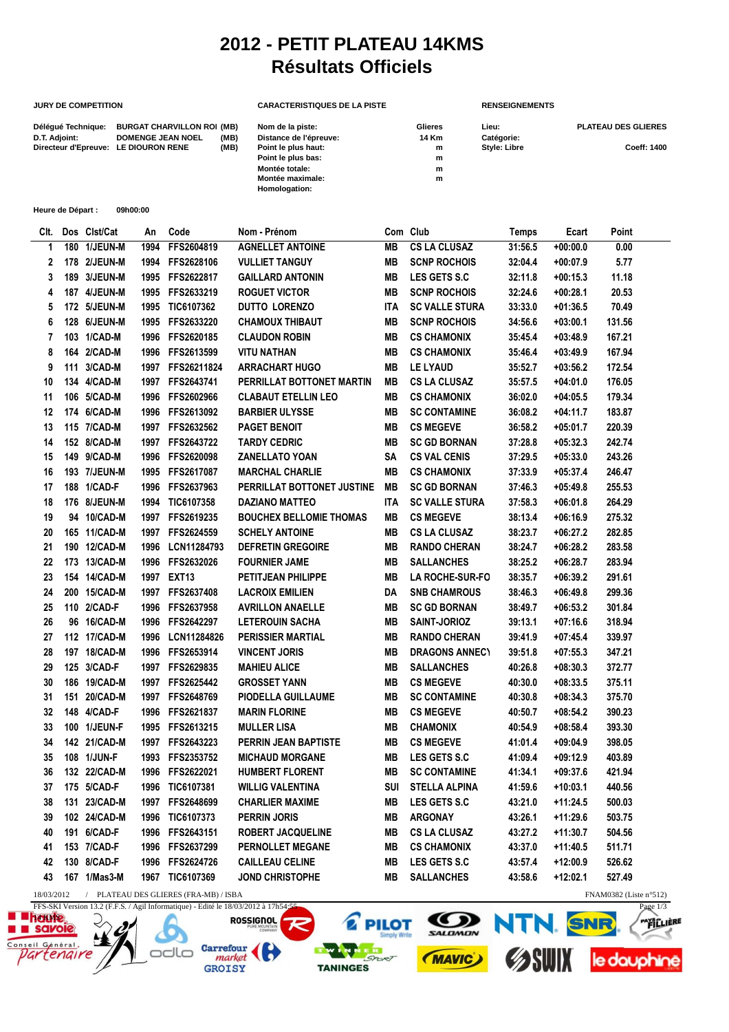# 2012 - PETIT PLATEAU 14KMS
# Résultats Officiels

**JURY DE COMPETITION**

| | | |
|---|---|---|
| Délégué Technique: | BURGAT CHARVILLON ROI | (MB) |
| D.T. Adjoint: | DOMENGE JEAN NOEL | (MB) |
| Directeur d'Epreuve: | LE DIOURON RENE | (MB) |

**CARACTERISTIQUES DE LA PISTE**

| | |
|---|---|
| Nom de la piste: | Glieres |
| Distance de l'épreuve: | 14 Km |
| Point le plus haut: | m |
| Point le plus bas: | m |
| Montée totale: | m |
| Montée maximale: | m |
| Homologation: | |

**RENSEIGNEMENTS**

| | |
|---|---|
| Lieu: | PLATEAU DES GLIERES |
| Catégorie: | |
| Style: Libre | Coeff: 1400 |

**Heure de Départ :** 09h00:00

| Clt. | Dos | Clst/Cat | An | Code | Nom - Prénom | Com | Club | Temps | Ecart | Point |
|---|---|---|---|---|---|---|---|---|---|---|
| 1 | 180 | 1/JEUN-M | 1994 | FFS2604819 | AGNELLET ANTOINE | MB | CS LA CLUSAZ | 31:56.5 | +00:00.0 | 0.00 |
| 2 | 178 | 2/JEUN-M | 1994 | FFS2628106 | VULLIET TANGUY | MB | SCNP ROCHOIS | 32:04.4 | +00:07.9 | 5.77 |
| 3 | 189 | 3/JEUN-M | 1995 | FFS2622817 | GAILLARD ANTONIN | MB | LES GETS S.C | 32:11.8 | +00:15.3 | 11.18 |
| 4 | 187 | 4/JEUN-M | 1995 | FFS2633219 | ROGUET VICTOR | MB | SCNP ROCHOIS | 32:24.6 | +00:28.1 | 20.53 |
| 5 | 172 | 5/JEUN-M | 1995 | TIC6107362 | DUTTO LORENZO | ITA | SC VALLE STURA | 33:33.0 | +01:36.5 | 70.49 |
| 6 | 128 | 6/JEUN-M | 1995 | FFS2633220 | CHAMOUX THIBAUT | MB | SCNP ROCHOIS | 34:56.6 | +03:00.1 | 131.56 |
| 7 | 103 | 1/CAD-M | 1996 | FFS2620185 | CLAUDON ROBIN | MB | CS CHAMONIX | 35:45.4 | +03:48.9 | 167.21 |
| 8 | 164 | 2/CAD-M | 1996 | FFS2613599 | VITU NATHAN | MB | CS CHAMONIX | 35:46.4 | +03:49.9 | 167.94 |
| 9 | 111 | 3/CAD-M | 1997 | FFS26211824 | ARRACHART HUGO | MB | LE LYAUD | 35:52.7 | +03:56.2 | 172.54 |
| 10 | 134 | 4/CAD-M | 1997 | FFS2643741 | PERRILLAT BOTTONET MARTIN | MB | CS LA CLUSAZ | 35:57.5 | +04:01.0 | 176.05 |
| 11 | 106 | 5/CAD-M | 1996 | FFS2602966 | CLABAUT ETELLIN LEO | MB | CS CHAMONIX | 36:02.0 | +04:05.5 | 179.34 |
| 12 | 174 | 6/CAD-M | 1996 | FFS2613092 | BARBIER ULYSSE | MB | SC CONTAMINE | 36:08.2 | +04:11.7 | 183.87 |
| 13 | 115 | 7/CAD-M | 1997 | FFS2632562 | PAGET BENOIT | MB | CS MEGEVE | 36:58.2 | +05:01.7 | 220.39 |
| 14 | 152 | 8/CAD-M | 1997 | FFS2643722 | TARDY CEDRIC | MB | SC GD BORNAN | 37:28.8 | +05:32.3 | 242.74 |
| 15 | 149 | 9/CAD-M | 1996 | FFS2620098 | ZANELLATO YOAN | SA | CS VAL CENIS | 37:29.5 | +05:33.0 | 243.26 |
| 16 | 193 | 7/JEUN-M | 1995 | FFS2617087 | MARCHAL CHARLIE | MB | CS CHAMONIX | 37:33.9 | +05:37.4 | 246.47 |
| 17 | 188 | 1/CAD-F | 1996 | FFS2637963 | PERRILLAT BOTTONET JUSTINE | MB | SC GD BORNAN | 37:46.3 | +05:49.8 | 255.53 |
| 18 | 176 | 8/JEUN-M | 1994 | TIC6107358 | DAZIANO MATTEO | ITA | SC VALLE STURA | 37:58.3 | +06:01.8 | 264.29 |
| 19 | 94 | 10/CAD-M | 1997 | FFS2619235 | BOUCHEX BELLOMIE THOMAS | MB | CS MEGEVE | 38:13.4 | +06:16.9 | 275.32 |
| 20 | 165 | 11/CAD-M | 1997 | FFS2624559 | SCHELY ANTOINE | MB | CS LA CLUSAZ | 38:23.7 | +06:27.2 | 282.85 |
| 21 | 190 | 12/CAD-M | 1996 | LCN11284793 | DEFRETIN GREGOIRE | MB | RANDO CHERAN | 38:24.7 | +06:28.2 | 283.58 |
| 22 | 173 | 13/CAD-M | 1996 | FFS2632026 | FOURNIER JAME | MB | SALLANCHES | 38:25.2 | +06:28.7 | 283.94 |
| 23 | 154 | 14/CAD-M | 1997 | EXT13 | PETITJEAN PHILIPPE | MB | LA ROCHE-SUR-FO | 38:35.7 | +06:39.2 | 291.61 |
| 24 | 200 | 15/CAD-M | 1997 | FFS2637408 | LACROIX EMILIEN | DA | SNB CHAMROUS | 38:46.3 | +06:49.8 | 299.36 |
| 25 | 110 | 2/CAD-F | 1996 | FFS2637958 | AVRILLON ANAELLE | MB | SC GD BORNAN | 38:49.7 | +06:53.2 | 301.84 |
| 26 | 96 | 16/CAD-M | 1996 | FFS2642297 | LETEROUIN SACHA | MB | SAINT-JORIOZ | 39:13.1 | +07:16.6 | 318.94 |
| 27 | 112 | 17/CAD-M | 1996 | LCN11284826 | PERISSIER MARTIAL | MB | RANDO CHERAN | 39:41.9 | +07:45.4 | 339.97 |
| 28 | 197 | 18/CAD-M | 1996 | FFS2653914 | VINCENT JORIS | MB | DRAGONS ANNECY | 39:51.8 | +07:55.3 | 347.21 |
| 29 | 125 | 3/CAD-F | 1997 | FFS2629835 | MAHIEU ALICE | MB | SALLANCHES | 40:26.8 | +08:30.3 | 372.77 |
| 30 | 186 | 19/CAD-M | 1997 | FFS2625442 | GROSSET YANN | MB | CS MEGEVE | 40:30.0 | +08:33.5 | 375.11 |
| 31 | 151 | 20/CAD-M | 1997 | FFS2648769 | PIODELLA GUILLAUME | MB | SC CONTAMINE | 40:30.8 | +08:34.3 | 375.70 |
| 32 | 148 | 4/CAD-F | 1996 | FFS2621837 | MARIN FLORINE | MB | CS MEGEVE | 40:50.7 | +08:54.2 | 390.23 |
| 33 | 100 | 1/JEUN-F | 1995 | FFS2613215 | MULLER LISA | MB | CHAMONIX | 40:54.9 | +08:58.4 | 393.30 |
| 34 | 142 | 21/CAD-M | 1997 | FFS2643223 | PERRIN JEAN BAPTISTE | MB | CS MEGEVE | 41:01.4 | +09:04.9 | 398.05 |
| 35 | 108 | 1/JUN-F | 1993 | FFS2353752 | MICHAUD MORGANE | MB | LES GETS S.C | 41:09.4 | +09:12.9 | 403.89 |
| 36 | 132 | 22/CAD-M | 1996 | FFS2622021 | HUMBERT FLORENT | MB | SC CONTAMINE | 41:34.1 | +09:37.6 | 421.94 |
| 37 | 175 | 5/CAD-F | 1996 | TIC6107381 | WILLIG VALENTINA | SUI | STELLA ALPINA | 41:59.6 | +10:03.1 | 440.56 |
| 38 | 131 | 23/CAD-M | 1997 | FFS2648699 | CHARLIER MAXIME | MB | LES GETS S.C | 43:21.0 | +11:24.5 | 500.03 |
| 39 | 102 | 24/CAD-M | 1996 | TIC6107373 | PERRIN JORIS | MB | ARGONAY | 43:26.1 | +11:29.6 | 503.75 |
| 40 | 191 | 6/CAD-F | 1996 | FFS2643151 | ROBERT JACQUELINE | MB | CS LA CLUSAZ | 43:27.2 | +11:30.7 | 504.56 |
| 41 | 153 | 7/CAD-F | 1996 | FFS2637299 | PERNOLLET MEGANE | MB | CS CHAMONIX | 43:37.0 | +11:40.5 | 511.71 |
| 42 | 130 | 8/CAD-F | 1996 | FFS2624726 | CAILLEAU CELINE | MB | LES GETS S.C | 43:57.4 | +12:00.9 | 526.62 |
| 43 | 167 | 1/Mas3-M | 1967 | TIC6107369 | JOND CHRISTOPHE | MB | SALLANCHES | 43:58.6 | +12:02.1 | 527.49 |

18/03/2012 / PLATEAU DES GLIERES (FRA-MB) / ISBA — FNAM0382 (Liste n°512)

FFS-SKI Version 13.2 (F.F.S. / Agil Informatique) - Edité le 18/03/2012 à 17h54:55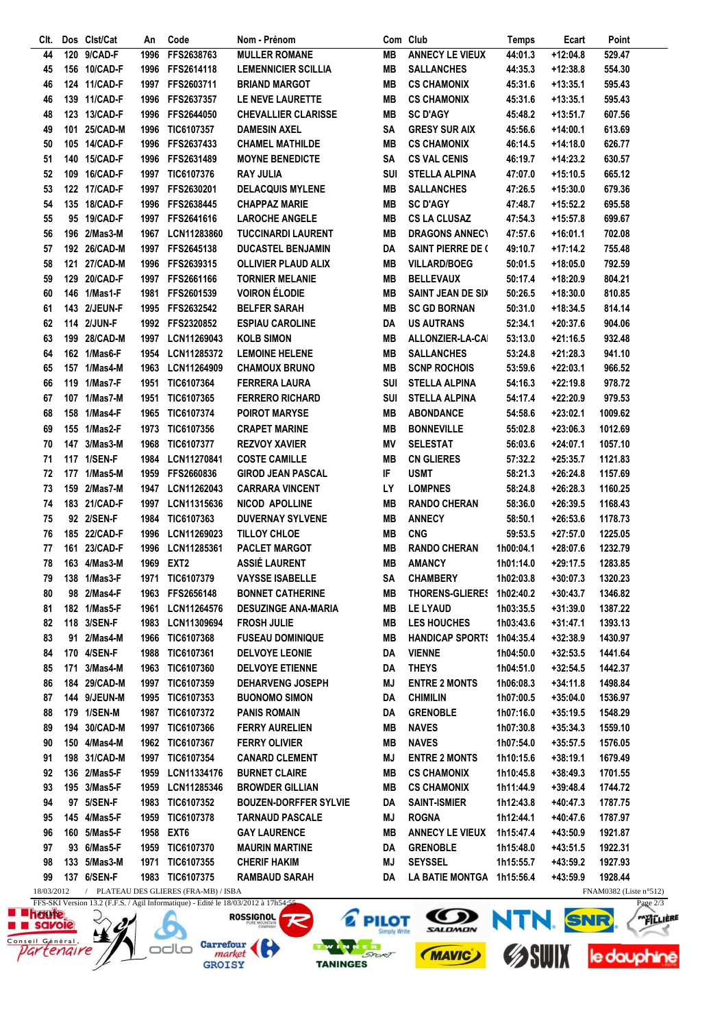| Clt. | Dos | Clst/Cat | An | Code | Nom - Prénom | Com | Club | Temps | Ecart | Point |
|---|---|---|---|---|---|---|---|---|---|---|
| 44 | 120 | 9/CAD-F | 1996 | FFS2638763 | MULLER ROMANE | MB | ANNECY LE VIEUX | 44:01.3 | +12:04.8 | 529.47 |
| 45 | 156 | 10/CAD-F | 1996 | FFS2614118 | LEMENNICIER SCILLIA | MB | SALLANCHES | 44:35.3 | +12:38.8 | 554.30 |
| 46 | 124 | 11/CAD-F | 1997 | FFS2603711 | BRIAND MARGOT | MB | CS CHAMONIX | 45:31.6 | +13:35.1 | 595.43 |
| 46 | 139 | 11/CAD-F | 1996 | FFS2637357 | LE NEVE LAURETTE | MB | CS CHAMONIX | 45:31.6 | +13:35.1 | 595.43 |
| 48 | 123 | 13/CAD-F | 1996 | FFS2644050 | CHEVALLIER CLARISSE | MB | SC D'AGY | 45:48.2 | +13:51.7 | 607.56 |
| 49 | 101 | 25/CAD-M | 1996 | TIC6107357 | DAMESIN AXEL | SA | GRESY SUR AIX | 45:56.6 | +14:00.1 | 613.69 |
| 50 | 105 | 14/CAD-F | 1996 | FFS2637433 | CHAMEL MATHILDE | MB | CS CHAMONIX | 46:14.5 | +14:18.0 | 626.77 |
| 51 | 140 | 15/CAD-F | 1996 | FFS2631489 | MOYNE BENEDICTE | SA | CS VAL CENIS | 46:19.7 | +14:23.2 | 630.57 |
| 52 | 109 | 16/CAD-F | 1997 | TIC6107376 | RAY JULIA | SUI | STELLA ALPINA | 47:07.0 | +15:10.5 | 665.12 |
| 53 | 122 | 17/CAD-F | 1997 | FFS2630201 | DELACQUIS MYLENE | MB | SALLANCHES | 47:26.5 | +15:30.0 | 679.36 |
| 54 | 135 | 18/CAD-F | 1996 | FFS2638445 | CHAPPAZ MARIE | MB | SC D'AGY | 47:48.7 | +15:52.2 | 695.58 |
| 55 | 95 | 19/CAD-F | 1997 | FFS2641616 | LAROCHE ANGELE | MB | CS LA CLUSAZ | 47:54.3 | +15:57.8 | 699.67 |
| 56 | 196 | 2/Mas3-M | 1967 | LCN11283860 | TUCCINARDI LAURENT | MB | DRAGONS ANNECY | 47:57.6 | +16:01.1 | 702.08 |
| 57 | 192 | 26/CAD-M | 1997 | FFS2645138 | DUCASTEL BENJAMIN | DA | SAINT PIERRE DE ( | 49:10.7 | +17:14.2 | 755.48 |
| 58 | 121 | 27/CAD-M | 1996 | FFS2639315 | OLLIVIER PLAUD ALIX | MB | VILLARD/BOEG | 50:01.5 | +18:05.0 | 792.59 |
| 59 | 129 | 20/CAD-F | 1997 | FFS2661166 | TORNIER MELANIE | MB | BELLEVAUX | 50:17.4 | +18:20.9 | 804.21 |
| 60 | 146 | 1/Mas1-F | 1981 | FFS2601539 | VOIRON ÉLODIE | MB | SAINT JEAN DE SIX | 50:26.5 | +18:30.0 | 810.85 |
| 61 | 143 | 2/JEUN-F | 1995 | FFS2632542 | BELFER SARAH | MB | SC GD BORNAN | 50:31.0 | +18:34.5 | 814.14 |
| 62 | 114 | 2/JUN-F | 1992 | FFS2320852 | ESPIAU CAROLINE | DA | US AUTRANS | 52:34.1 | +20:37.6 | 904.06 |
| 63 | 199 | 28/CAD-M | 1997 | LCN11269043 | KOLB SIMON | MB | ALLONZIER-LA-CAI | 53:13.0 | +21:16.5 | 932.48 |
| 64 | 162 | 1/Mas6-F | 1954 | LCN11285372 | LEMOINE HELENE | MB | SALLANCHES | 53:24.8 | +21:28.3 | 941.10 |
| 65 | 157 | 1/Mas4-M | 1963 | LCN11264909 | CHAMOUX BRUNO | MB | SCNP ROCHOIS | 53:59.6 | +22:03.1 | 966.52 |
| 66 | 119 | 1/Mas7-F | 1951 | TIC6107364 | FERRERA LAURA | SUI | STELLA ALPINA | 54:16.3 | +22:19.8 | 978.72 |
| 67 | 107 | 1/Mas7-M | 1951 | TIC6107365 | FERRERO RICHARD | SUI | STELLA ALPINA | 54:17.4 | +22:20.9 | 979.53 |
| 68 | 158 | 1/Mas4-F | 1965 | TIC6107374 | POIROT MARYSE | MB | ABONDANCE | 54:58.6 | +23:02.1 | 1009.62 |
| 69 | 155 | 1/Mas2-F | 1973 | TIC6107356 | CRAPET MARINE | MB | BONNEVILLE | 55:02.8 | +23:06.3 | 1012.69 |
| 70 | 147 | 3/Mas3-M | 1968 | TIC6107377 | REZVOY XAVIER | MV | SELESTAT | 56:03.6 | +24:07.1 | 1057.10 |
| 71 | 117 | 1/SEN-F | 1984 | LCN11270841 | COSTE CAMILLE | MB | CN GLIERES | 57:32.2 | +25:35.7 | 1121.83 |
| 72 | 177 | 1/Mas5-M | 1959 | FFS2660836 | GIROD JEAN PASCAL | IF | USMT | 58:21.3 | +26:24.8 | 1157.69 |
| 73 | 159 | 2/Mas7-M | 1947 | LCN11262043 | CARRARA VINCENT | LY | LOMPNES | 58:24.8 | +26:28.3 | 1160.25 |
| 74 | 183 | 21/CAD-F | 1997 | LCN11315636 | NICOD APOLLINE | MB | RANDO CHERAN | 58:36.0 | +26:39.5 | 1168.43 |
| 75 | 92 | 2/SEN-F | 1984 | TIC6107363 | DUVERNAY SYLVENE | MB | ANNECY | 58:50.1 | +26:53.6 | 1178.73 |
| 76 | 185 | 22/CAD-F | 1996 | LCN11269023 | TILLOY CHLOE | MB | CNG | 59:53.5 | +27:57.0 | 1225.05 |
| 77 | 161 | 23/CAD-F | 1996 | LCN11285361 | PACLET MARGOT | MB | RANDO CHERAN | 1h00:04.1 | +28:07.6 | 1232.79 |
| 78 | 163 | 4/Mas3-M | 1969 | EXT2 | ASSIÉ LAURENT | MB | AMANCY | 1h01:14.0 | +29:17.5 | 1283.85 |
| 79 | 138 | 1/Mas3-F | 1971 | TIC6107379 | VAYSSE ISABELLE | SA | CHAMBERY | 1h02:03.8 | +30:07.3 | 1320.23 |
| 80 | 98 | 2/Mas4-F | 1963 | FFS2656148 | BONNET CATHERINE | MB | THORENS-GLIERES | 1h02:40.2 | +30:43.7 | 1346.82 |
| 81 | 182 | 1/Mas5-F | 1961 | LCN11264576 | DESUZINGE ANA-MARIA | MB | LE LYAUD | 1h03:35.5 | +31:39.0 | 1387.22 |
| 82 | 118 | 3/SEN-F | 1983 | LCN11309694 | FROSH JULIE | MB | LES HOUCHES | 1h03:43.6 | +31:47.1 | 1393.13 |
| 83 | 91 | 2/Mas4-M | 1966 | TIC6107368 | FUSEAU DOMINIQUE | MB | HANDICAP SPORTS | 1h04:35.4 | +32:38.9 | 1430.97 |
| 84 | 170 | 4/SEN-F | 1988 | TIC6107361 | DELVOYE LEONIE | DA | VIENNE | 1h04:50.0 | +32:53.5 | 1441.64 |
| 85 | 171 | 3/Mas4-M | 1963 | TIC6107360 | DELVOYE ETIENNE | DA | THEYS | 1h04:51.0 | +32:54.5 | 1442.37 |
| 86 | 184 | 29/CAD-M | 1997 | TIC6107359 | DEHARVENG JOSEPH | MJ | ENTRE 2 MONTS | 1h06:08.3 | +34:11.8 | 1498.84 |
| 87 | 144 | 9/JEUN-M | 1995 | TIC6107353 | BUONOMO SIMON | DA | CHIMILIN | 1h07:00.5 | +35:04.0 | 1536.97 |
| 88 | 179 | 1/SEN-M | 1987 | TIC6107372 | PANIS ROMAIN | DA | GRENOBLE | 1h07:16.0 | +35:19.5 | 1548.29 |
| 89 | 194 | 30/CAD-M | 1997 | TIC6107366 | FERRY AURELIEN | MB | NAVES | 1h07:30.8 | +35:34.3 | 1559.10 |
| 90 | 150 | 4/Mas4-M | 1962 | TIC6107367 | FERRY OLIVIER | MB | NAVES | 1h07:54.0 | +35:57.5 | 1576.05 |
| 91 | 198 | 31/CAD-M | 1997 | TIC6107354 | CANARD CLEMENT | MJ | ENTRE 2 MONTS | 1h10:15.6 | +38:19.1 | 1679.49 |
| 92 | 136 | 2/Mas5-F | 1959 | LCN11334176 | BURNET CLAIRE | MB | CS CHAMONIX | 1h10:45.8 | +38:49.3 | 1701.55 |
| 93 | 195 | 3/Mas5-F | 1959 | LCN11285346 | BROWDER GILLIAN | MB | CS CHAMONIX | 1h11:44.9 | +39:48.4 | 1744.72 |
| 94 | 97 | 5/SEN-F | 1983 | TIC6107352 | BOUZEN-DORFFER SYLVIE | DA | SAINT-ISMIER | 1h12:43.8 | +40:47.3 | 1787.75 |
| 95 | 145 | 4/Mas5-F | 1959 | TIC6107378 | TARNAUD PASCALE | MJ | ROGNA | 1h12:44.1 | +40:47.6 | 1787.97 |
| 96 | 160 | 5/Mas5-F | 1958 | EXT6 | GAY LAURENCE | MB | ANNECY LE VIEUX | 1h15:47.4 | +43:50.9 | 1921.87 |
| 97 | 93 | 6/Mas5-F | 1959 | TIC6107370 | MAURIN MARTINE | DA | GRENOBLE | 1h15:48.0 | +43:51.5 | 1922.31 |
| 98 | 133 | 5/Mas3-M | 1971 | TIC6107355 | CHERIF HAKIM | MJ | SEYSSEL | 1h15:55.7 | +43:59.2 | 1927.93 |
| 99 | 137 | 6/SEN-F | 1983 | TIC6107375 | RAMBAUD SARAH | DA | LA BATIE MONTGA | 1h15:56.4 | +43:59.9 | 1928.44 |

18/03/2012 / PLATEAU DES GLIERES (FRA-MB) / ISBA — FNAM0382 (Liste n°512)

FFS-SKI Version 13.2 (F.F.S. / Agil Informatique) - Edité le 18/03/2012 à 17h54:55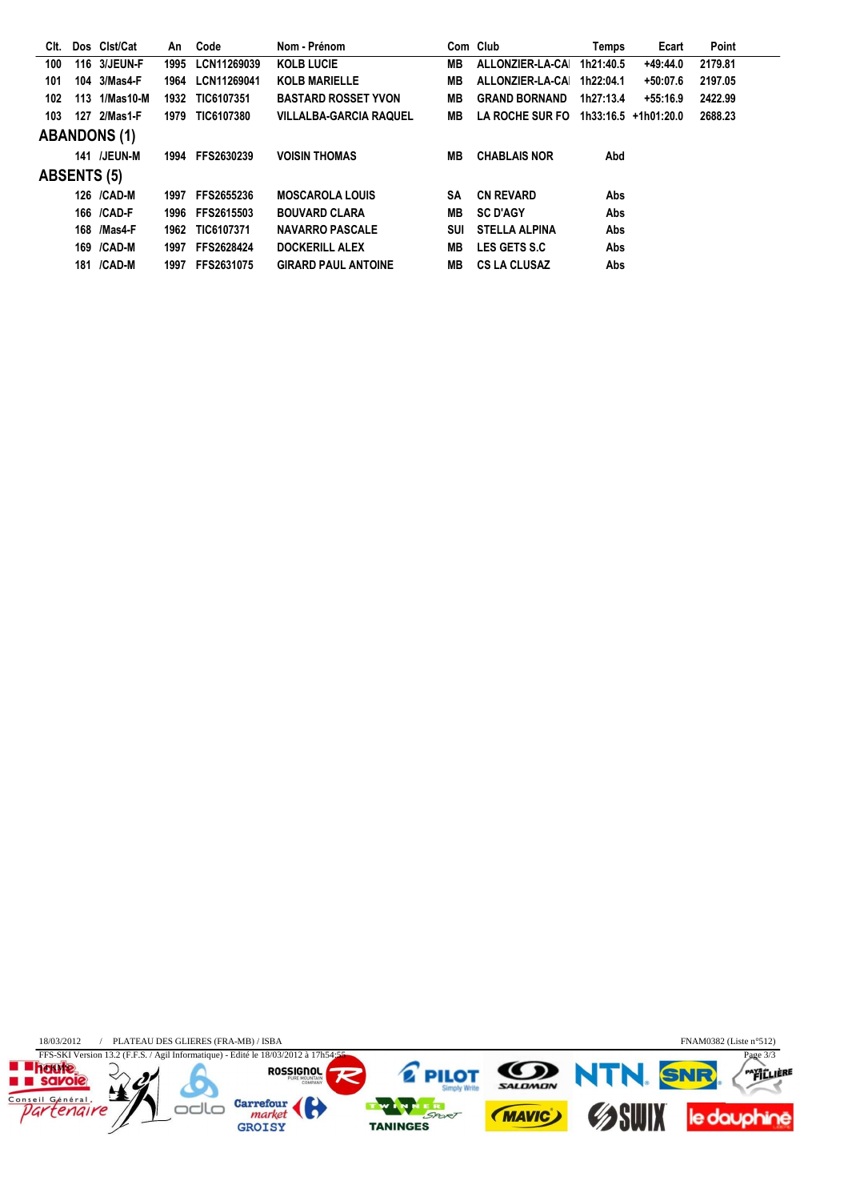| Clt. | Dos | Clst/Cat | An | Code | Nom - Prénom | Com | Club | Temps | Ecart | Point |
|---|---|---|---|---|---|---|---|---|---|---|
| 100 | 116 | 3/JEUN-F | 1995 | LCN11269039 | KOLB LUCIE | MB | ALLONZIER-LA-CAI | 1h21:40.5 | +49:44.0 | 2179.81 |
| 101 | 104 | 3/Mas4-F | 1964 | LCN11269041 | KOLB MARIELLE | MB | ALLONZIER-LA-CAI | 1h22:04.1 | +50:07.6 | 2197.05 |
| 102 | 113 | 1/Mas10-M | 1932 | TIC6107351 | BASTARD ROSSET YVON | MB | GRAND BORNAND | 1h27:13.4 | +55:16.9 | 2422.99 |
| 103 | 127 | 2/Mas1-F | 1979 | TIC6107380 | VILLALBA-GARCIA RAQUEL | MB | LA ROCHE SUR FO | 1h33:16.5 | +1h01:20.0 | 2688.23 |

## ABANDONS (1)

| | | | | | | | | | | |
|---|---|---|---|---|---|---|---|---|---|---|
| | 141 | /JEUN-M | 1994 | FFS2630239 | VOISIN THOMAS | MB | CHABLAIS NOR | Abd | | |

## ABSENTS (5)

| | | | | | | | | | | |
|---|---|---|---|---|---|---|---|---|---|---|
| | 126 | /CAD-M | 1997 | FFS2655236 | MOSCAROLA LOUIS | SA | CN REVARD | Abs | | |
| | 166 | /CAD-F | 1996 | FFS2615503 | BOUVARD CLARA | MB | SC D'AGY | Abs | | |
| | 168 | /Mas4-F | 1962 | TIC6107371 | NAVARRO PASCALE | SUI | STELLA ALPINA | Abs | | |
| | 169 | /CAD-M | 1997 | FFS2628424 | DOCKERILL ALEX | MB | LES GETS S.C | Abs | | |
| | 181 | /CAD-M | 1997 | FFS2631075 | GIRARD PAUL ANTOINE | MB | CS LA CLUSAZ | Abs | | |